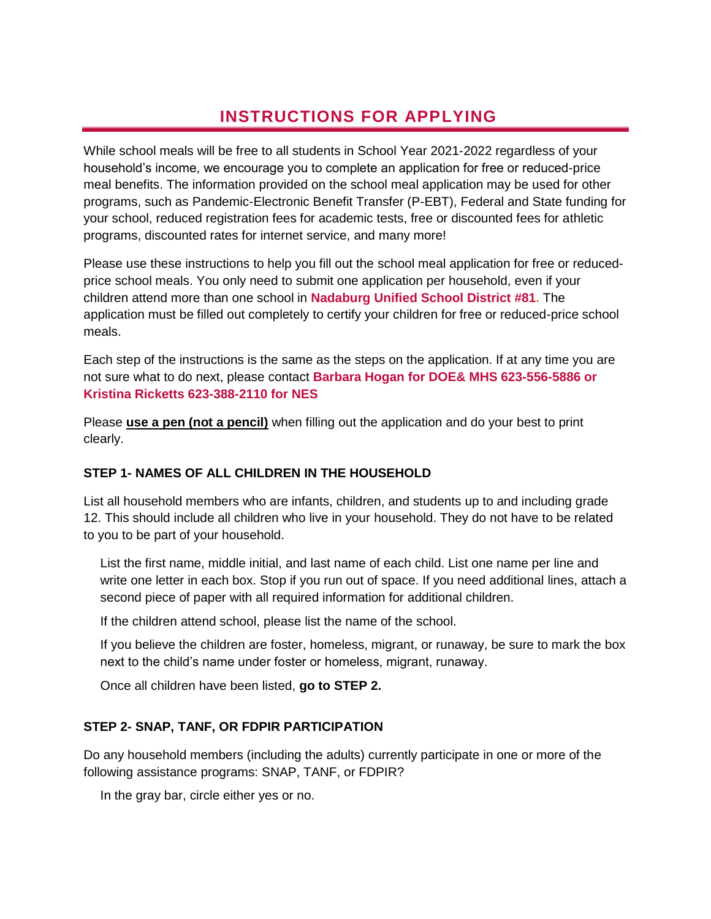# INSTRUCTIONS FOR APPLYING

While school meals will be free to all students in School Year 2021-2022 regardless of your household's income, we encourage you to complete an application for free or reduced-price meal benefits. The information provided on the school meal application may be used for other programs, such as Pandemic-Electronic Benefit Transfer (P-EBT), Federal and State funding for your school, reduced registration fees for academic tests, free or discounted fees for athletic programs, discounted rates for internet service, and many more!

Please use these instructions to help you fill out the school meal application for free or reduced-price school meals. You only need to submit one application per household, even if your children attend more than one school in **Nadaburg Unified School District #81.** The application must be filled out completely to certify your children for free or reduced-price school meals.

Each step of the instructions is the same as the steps on the application. If at any time you are not sure what to do next, please contact **Barbara Hogan for DOE& MHS 623-556-5886 or Kristina Ricketts 623-388-2110 for NES**

Please **use a pen (not a pencil)** when filling out the application and do your best to print clearly.

### STEP 1- NAMES OF ALL CHILDREN IN THE HOUSEHOLD

List all household members who are infants, children, and students up to and including grade 12. This should include all children who live in your household. They do not have to be related to you to be part of your household.

List the first name, middle initial, and last name of each child. List one name per line and write one letter in each box. Stop if you run out of space. If you need additional lines, attach a second piece of paper with all required information for additional children.

If the children attend school, please list the name of the school.

If you believe the children are foster, homeless, migrant, or runaway, be sure to mark the box next to the child's name under foster or homeless, migrant, runaway.

Once all children have been listed, **go to STEP 2.**

### STEP 2- SNAP, TANF, OR FDPIR PARTICIPATION

Do any household members (including the adults) currently participate in one or more of the following assistance programs: SNAP, TANF, or FDPIR?

In the gray bar, circle either yes or no.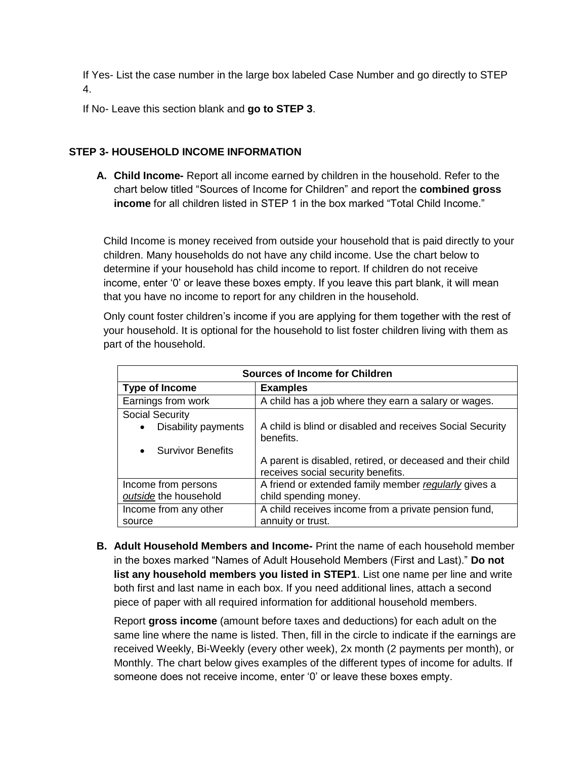If Yes- List the case number in the large box labeled Case Number and go directly to STEP 4.

If No- Leave this section blank and **go to STEP 3**.

## STEP 3- HOUSEHOLD INCOME INFORMATION

**A. Child Income-** Report all income earned by children in the household. Refer to the chart below titled "Sources of Income for Children" and report the **combined gross income** for all children listed in STEP 1 in the box marked "Total Child Income."

Child Income is money received from outside your household that is paid directly to your children. Many households do not have any child income. Use the chart below to determine if your household has child income to report. If children do not receive income, enter '0' or leave these boxes empty. If you leave this part blank, it will mean that you have no income to report for any children in the household.

Only count foster children's income if you are applying for them together with the rest of your household. It is optional for the household to list foster children living with them as part of the household.

| Sources of Income for Children | |
|---|---|
| **Type of Income** | **Examples** |
| Earnings from work | A child has a job where they earn a salary or wages. |
| Social Security<br>• Disability payments<br>• Survivor Benefits | A child is blind or disabled and receives Social Security benefits.<br>A parent is disabled, retired, or deceased and their child receives social security benefits. |
| Income from persons *outside* the household | A friend or extended family member *regularly* gives a child spending money. |
| Income from any other source | A child receives income from a private pension fund, annuity or trust. |

**B. Adult Household Members and Income-** Print the name of each household member in the boxes marked "Names of Adult Household Members (First and Last)." **Do not list any household members you listed in STEP1**. List one name per line and write both first and last name in each box. If you need additional lines, attach a second piece of paper with all required information for additional household members.

Report **gross income** (amount before taxes and deductions) for each adult on the same line where the name is listed. Then, fill in the circle to indicate if the earnings are received Weekly, Bi-Weekly (every other week), 2x month (2 payments per month), or Monthly. The chart below gives examples of the different types of income for adults. If someone does not receive income, enter '0' or leave these boxes empty.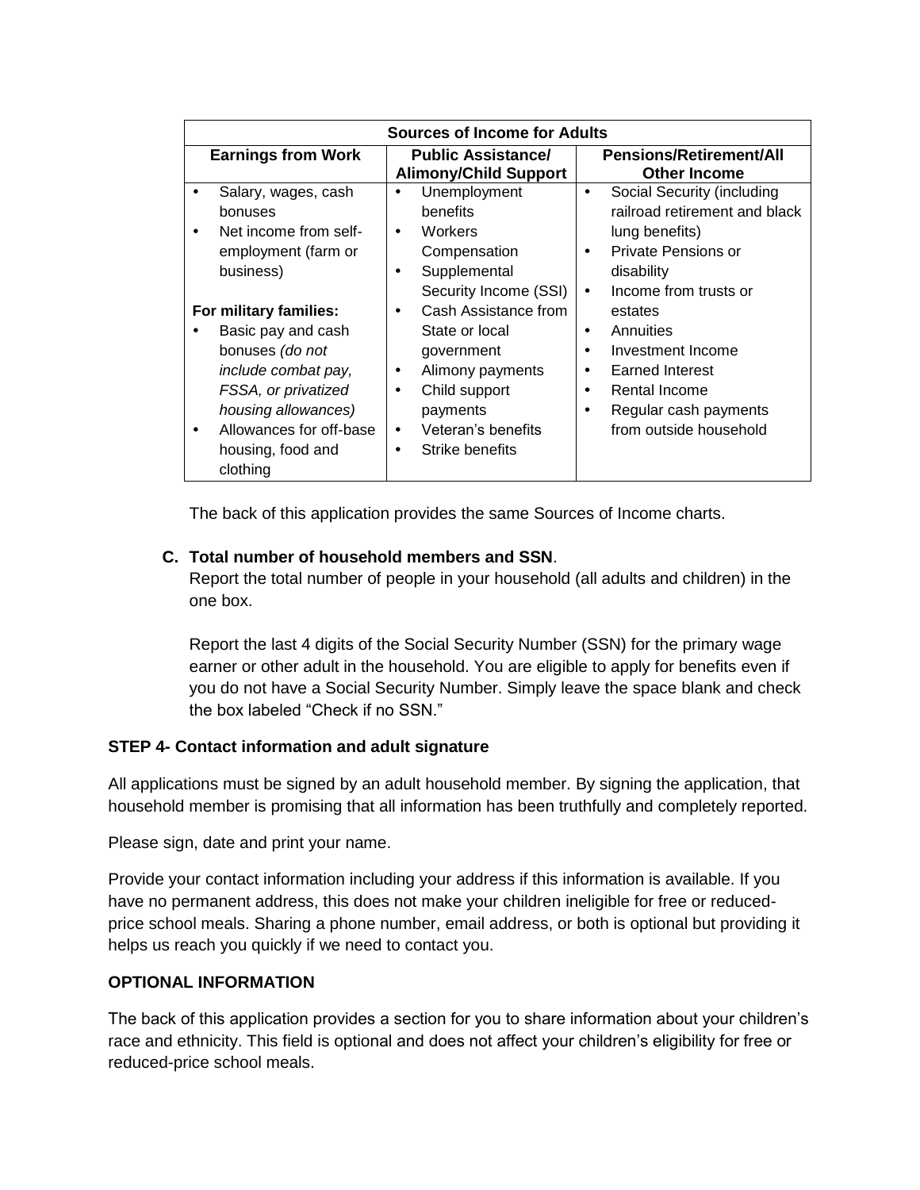| Sources of Income for Adults | | |
|---|---|---|
| **Earnings from Work** | **Public Assistance/ Alimony/Child Support** | **Pensions/Retirement/All Other Income** |
| • Salary, wages, cash bonuses<br>• Net income from self-employment (farm or business)<br><br>**For military families:**<br>• Basic pay and cash bonuses *(do not include combat pay, FSSA, or privatized housing allowances)*<br>• Allowances for off-base housing, food and clothing | • Unemployment benefits<br>• Workers Compensation<br>• Supplemental Security Income (SSI)<br>• Cash Assistance from State or local government<br>• Alimony payments<br>• Child support payments<br>• Veteran's benefits<br>• Strike benefits | • Social Security (including railroad retirement and black lung benefits)<br>• Private Pensions or disability<br>• Income from trusts or estates<br>• Annuities<br>• Investment Income<br>• Earned Interest<br>• Rental Income<br>• Regular cash payments from outside household |

The back of this application provides the same Sources of Income charts.

**C. Total number of household members and SSN**.

Report the total number of people in your household (all adults and children) in the one box.

Report the last 4 digits of the Social Security Number (SSN) for the primary wage earner or other adult in the household. You are eligible to apply for benefits even if you do not have a Social Security Number. Simply leave the space blank and check the box labeled "Check if no SSN."

**STEP 4- Contact information and adult signature**

All applications must be signed by an adult household member. By signing the application, that household member is promising that all information has been truthfully and completely reported.

Please sign, date and print your name.

Provide your contact information including your address if this information is available. If you have no permanent address, this does not make your children ineligible for free or reduced-price school meals. Sharing a phone number, email address, or both is optional but providing it helps us reach you quickly if we need to contact you.

**OPTIONAL INFORMATION**

The back of this application provides a section for you to share information about your children's race and ethnicity. This field is optional and does not affect your children's eligibility for free or reduced-price school meals.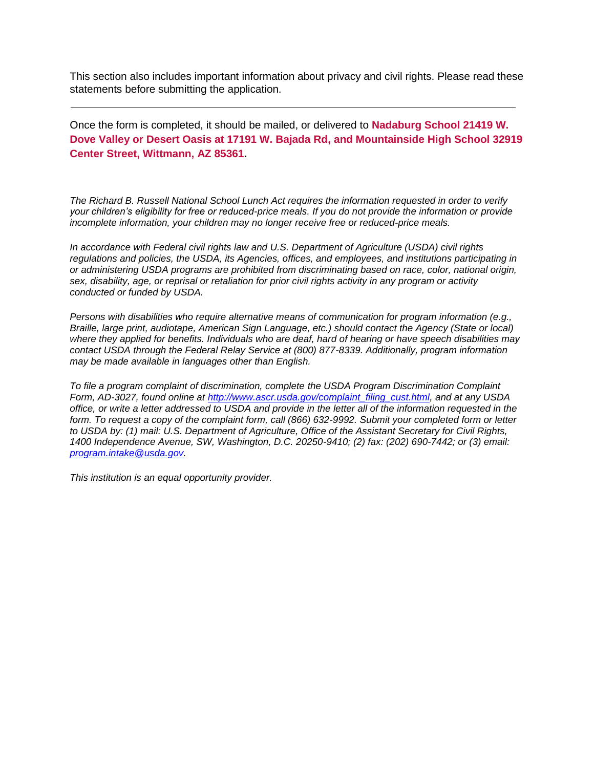This section also includes important information about privacy and civil rights. Please read these statements before submitting the application.

---

Once the form is completed, it should be mailed, or delivered to **Nadaburg School 21419 W. Dove Valley or Desert Oasis at 17191 W. Bajada Rd, and Mountainside High School 32919 Center Street, Wittmann, AZ 85361**.

*The Richard B. Russell National School Lunch Act requires the information requested in order to verify your children's eligibility for free or reduced-price meals. If you do not provide the information or provide incomplete information, your children may no longer receive free or reduced-price meals.*

*In accordance with Federal civil rights law and U.S. Department of Agriculture (USDA) civil rights regulations and policies, the USDA, its Agencies, offices, and employees, and institutions participating in or administering USDA programs are prohibited from discriminating based on race, color, national origin, sex, disability, age, or reprisal or retaliation for prior civil rights activity in any program or activity conducted or funded by USDA.*

*Persons with disabilities who require alternative means of communication for program information (e.g., Braille, large print, audiotape, American Sign Language, etc.) should contact the Agency (State or local) where they applied for benefits. Individuals who are deaf, hard of hearing or have speech disabilities may contact USDA through the Federal Relay Service at (800) 877-8339. Additionally, program information may be made available in languages other than English.*

*To file a program complaint of discrimination, complete the USDA Program Discrimination Complaint Form, AD-3027, found online at [http://www.ascr.usda.gov/complaint_filing_cust.html](http://www.ascr.usda.gov/complaint_filing_cust.html), and at any USDA office, or write a letter addressed to USDA and provide in the letter all of the information requested in the form. To request a copy of the complaint form, call (866) 632-9992. Submit your completed form or letter to USDA by: (1) mail: U.S. Department of Agriculture, Office of the Assistant Secretary for Civil Rights, 1400 Independence Avenue, SW, Washington, D.C. 20250-9410; (2) fax: (202) 690-7442; or (3) email: [program.intake@usda.gov](mailto:program.intake@usda.gov).*

*This institution is an equal opportunity provider.*